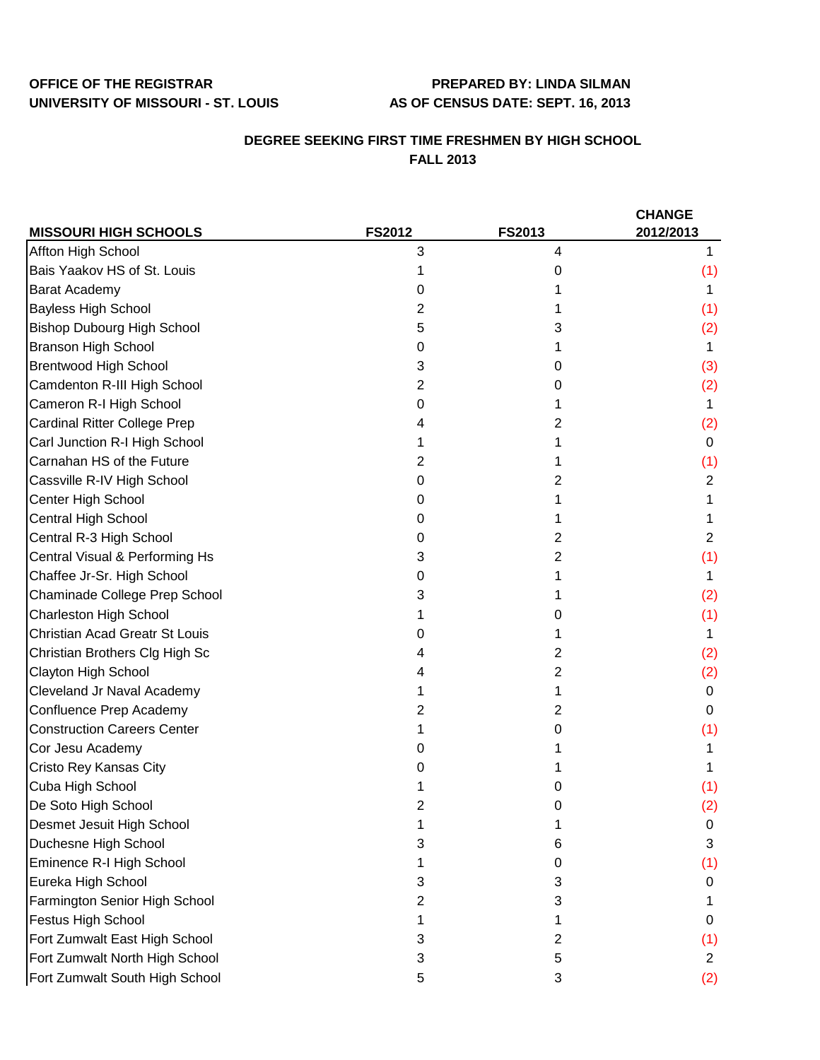**OFFICE OF THE REGISTRAR**
**UNIVERSITY OF MISSOURI - ST. LOUIS**

**PREPARED BY: LINDA SILMAN**
**AS OF CENSUS DATE: SEPT. 16, 2013**

## DEGREE SEEKING FIRST TIME FRESHMEN BY HIGH SCHOOL
## FALL 2013

| MISSOURI HIGH SCHOOLS | FS2012 | FS2013 | CHANGE 2012/2013 |
|---|---|---|---|
| Affton High School | 3 | 4 | 1 |
| Bais Yaakov HS of St. Louis | 1 | 0 | (1) |
| Barat Academy | 0 | 1 | 1 |
| Bayless High School | 2 | 1 | (1) |
| Bishop Dubourg High School | 5 | 3 | (2) |
| Branson High School | 0 | 1 | 1 |
| Brentwood High School | 3 | 0 | (3) |
| Camdenton R-III High School | 2 | 0 | (2) |
| Cameron R-I High School | 0 | 1 | 1 |
| Cardinal Ritter College Prep | 4 | 2 | (2) |
| Carl Junction R-I High School | 1 | 1 | 0 |
| Carnahan HS of the Future | 2 | 1 | (1) |
| Cassville R-IV High School | 0 | 2 | 2 |
| Center High School | 0 | 1 | 1 |
| Central High School | 0 | 1 | 1 |
| Central R-3 High School | 0 | 2 | 2 |
| Central Visual & Performing Hs | 3 | 2 | (1) |
| Chaffee Jr-Sr. High School | 0 | 1 | 1 |
| Chaminade College Prep School | 3 | 1 | (2) |
| Charleston High School | 1 | 0 | (1) |
| Christian Acad Greatr St Louis | 0 | 1 | 1 |
| Christian Brothers Clg High Sc | 4 | 2 | (2) |
| Clayton High School | 4 | 2 | (2) |
| Cleveland Jr Naval Academy | 1 | 1 | 0 |
| Confluence Prep Academy | 2 | 2 | 0 |
| Construction Careers Center | 1 | 0 | (1) |
| Cor Jesu Academy | 0 | 1 | 1 |
| Cristo Rey Kansas City | 0 | 1 | 1 |
| Cuba High School | 1 | 0 | (1) |
| De Soto High School | 2 | 0 | (2) |
| Desmet Jesuit High School | 1 | 1 | 0 |
| Duchesne High School | 3 | 6 | 3 |
| Eminence R-I High School | 1 | 0 | (1) |
| Eureka High School | 3 | 3 | 0 |
| Farmington Senior High School | 2 | 3 | 1 |
| Festus High School | 1 | 1 | 0 |
| Fort Zumwalt East High School | 3 | 2 | (1) |
| Fort Zumwalt North High School | 3 | 5 | 2 |
| Fort Zumwalt South High School | 5 | 3 | (2) |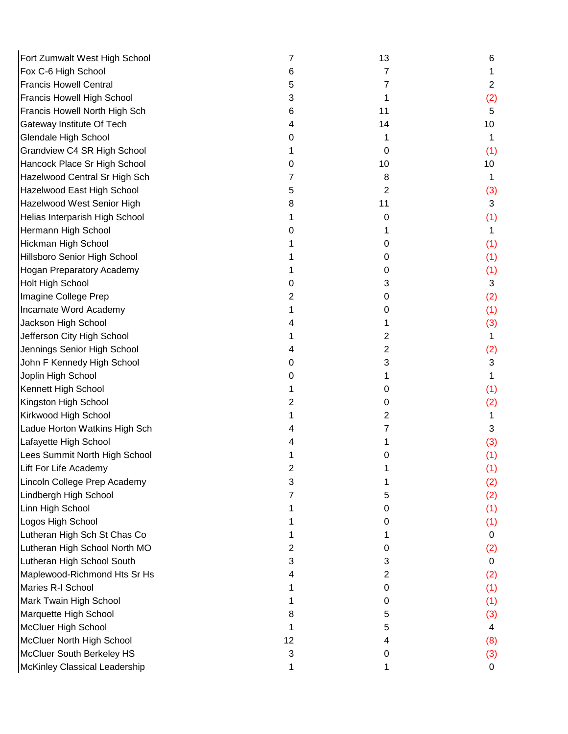| | | | |
|---|---|---|---|
| Fort Zumwalt West High School | 7 | 13 | 6 |
| Fox C-6 High School | 6 | 7 | 1 |
| Francis Howell Central | 5 | 7 | 2 |
| Francis Howell High School | 3 | 1 | (2) |
| Francis Howell North High Sch | 6 | 11 | 5 |
| Gateway Institute Of Tech | 4 | 14 | 10 |
| Glendale High School | 0 | 1 | 1 |
| Grandview C4 SR High School | 1 | 0 | (1) |
| Hancock Place Sr High School | 0 | 10 | 10 |
| Hazelwood Central Sr High Sch | 7 | 8 | 1 |
| Hazelwood East High School | 5 | 2 | (3) |
| Hazelwood West Senior High | 8 | 11 | 3 |
| Helias Interparish High School | 1 | 0 | (1) |
| Hermann High School | 0 | 1 | 1 |
| Hickman High School | 1 | 0 | (1) |
| Hillsboro Senior High School | 1 | 0 | (1) |
| Hogan Preparatory Academy | 1 | 0 | (1) |
| Holt High School | 0 | 3 | 3 |
| Imagine College Prep | 2 | 0 | (2) |
| Incarnate Word Academy | 1 | 0 | (1) |
| Jackson High School | 4 | 1 | (3) |
| Jefferson City High School | 1 | 2 | 1 |
| Jennings Senior High School | 4 | 2 | (2) |
| John F Kennedy High School | 0 | 3 | 3 |
| Joplin High School | 0 | 1 | 1 |
| Kennett High School | 1 | 0 | (1) |
| Kingston High School | 2 | 0 | (2) |
| Kirkwood High School | 1 | 2 | 1 |
| Ladue Horton Watkins High Sch | 4 | 7 | 3 |
| Lafayette High School | 4 | 1 | (3) |
| Lees Summit North High School | 1 | 0 | (1) |
| Lift For Life Academy | 2 | 1 | (1) |
| Lincoln College Prep Academy | 3 | 1 | (2) |
| Lindbergh High School | 7 | 5 | (2) |
| Linn High School | 1 | 0 | (1) |
| Logos High School | 1 | 0 | (1) |
| Lutheran High Sch St Chas Co | 1 | 1 | 0 |
| Lutheran High School North MO | 2 | 0 | (2) |
| Lutheran High School South | 3 | 3 | 0 |
| Maplewood-Richmond Hts Sr Hs | 4 | 2 | (2) |
| Maries R-I School | 1 | 0 | (1) |
| Mark Twain High School | 1 | 0 | (1) |
| Marquette High School | 8 | 5 | (3) |
| McCluer High School | 1 | 5 | 4 |
| McCluer North High School | 12 | 4 | (8) |
| McCluer South Berkeley HS | 3 | 0 | (3) |
| McKinley Classical Leadership | 1 | 1 | 0 |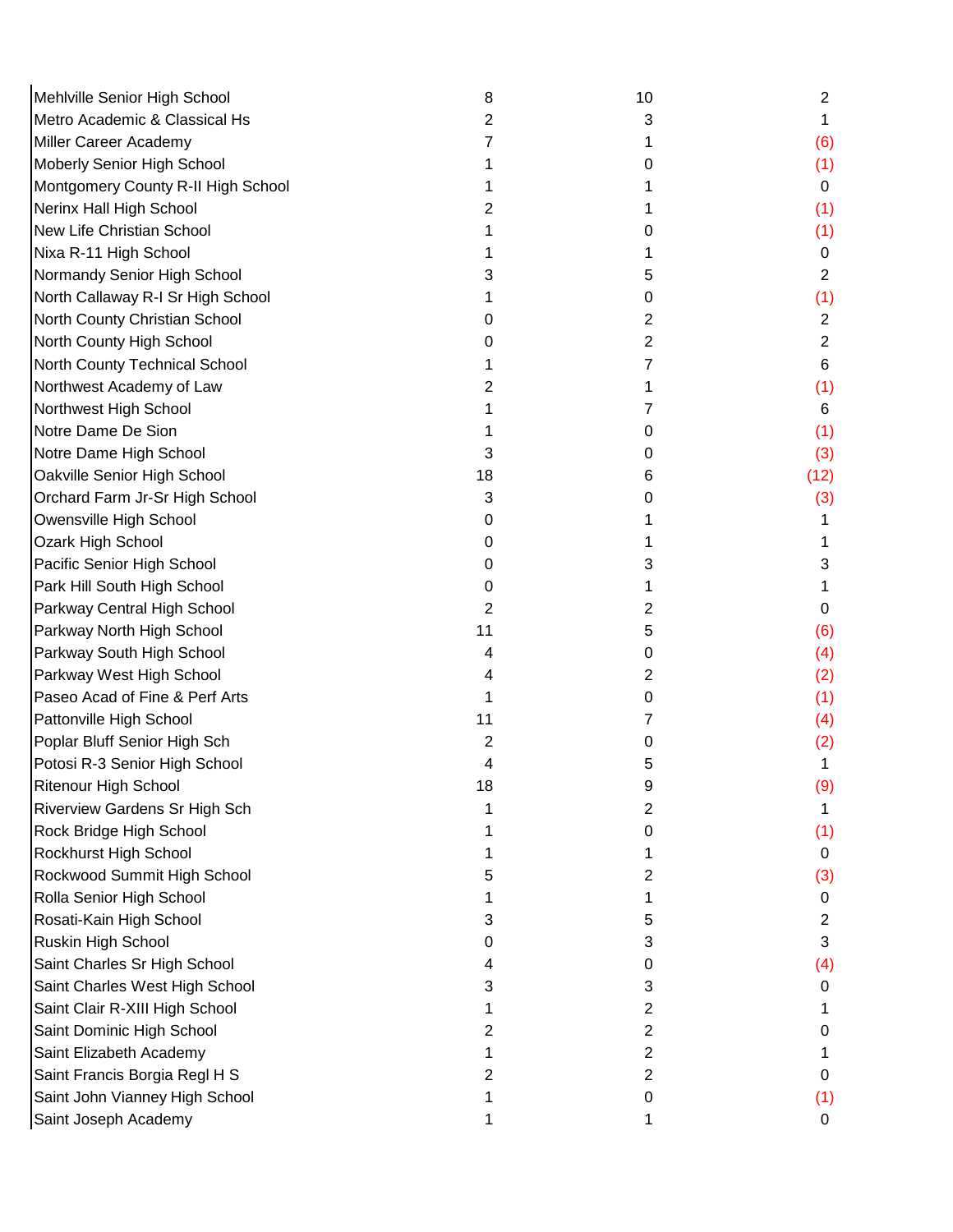| | | | |
|---|---|---|---|
| Mehlville Senior High School | 8 | 10 | 2 |
| Metro Academic & Classical Hs | 2 | 3 | 1 |
| Miller Career Academy | 7 | 1 | (6) |
| Moberly Senior High School | 1 | 0 | (1) |
| Montgomery County R-II High School | 1 | 1 | 0 |
| Nerinx Hall High School | 2 | 1 | (1) |
| New Life Christian School | 1 | 0 | (1) |
| Nixa R-11 High School | 1 | 1 | 0 |
| Normandy Senior High School | 3 | 5 | 2 |
| North Callaway R-I Sr High School | 1 | 0 | (1) |
| North County Christian School | 0 | 2 | 2 |
| North County High School | 0 | 2 | 2 |
| North County Technical School | 1 | 7 | 6 |
| Northwest Academy of Law | 2 | 1 | (1) |
| Northwest High School | 1 | 7 | 6 |
| Notre Dame De Sion | 1 | 0 | (1) |
| Notre Dame High School | 3 | 0 | (3) |
| Oakville Senior High School | 18 | 6 | (12) |
| Orchard Farm Jr-Sr High School | 3 | 0 | (3) |
| Owensville High School | 0 | 1 | 1 |
| Ozark High School | 0 | 1 | 1 |
| Pacific Senior High School | 0 | 3 | 3 |
| Park Hill South High School | 0 | 1 | 1 |
| Parkway Central High School | 2 | 2 | 0 |
| Parkway North High School | 11 | 5 | (6) |
| Parkway South High School | 4 | 0 | (4) |
| Parkway West High School | 4 | 2 | (2) |
| Paseo Acad of Fine & Perf Arts | 1 | 0 | (1) |
| Pattonville High School | 11 | 7 | (4) |
| Poplar Bluff Senior High Sch | 2 | 0 | (2) |
| Potosi R-3 Senior High School | 4 | 5 | 1 |
| Ritenour High School | 18 | 9 | (9) |
| Riverview Gardens Sr High Sch | 1 | 2 | 1 |
| Rock Bridge High School | 1 | 0 | (1) |
| Rockhurst High School | 1 | 1 | 0 |
| Rockwood Summit High School | 5 | 2 | (3) |
| Rolla Senior High School | 1 | 1 | 0 |
| Rosati-Kain High School | 3 | 5 | 2 |
| Ruskin High School | 0 | 3 | 3 |
| Saint Charles Sr High School | 4 | 0 | (4) |
| Saint Charles West High School | 3 | 3 | 0 |
| Saint Clair R-XIII High School | 1 | 2 | 1 |
| Saint Dominic High School | 2 | 2 | 0 |
| Saint Elizabeth Academy | 1 | 2 | 1 |
| Saint Francis Borgia Regl H S | 2 | 2 | 0 |
| Saint John Vianney High School | 1 | 0 | (1) |
| Saint Joseph Academy | 1 | 1 | 0 |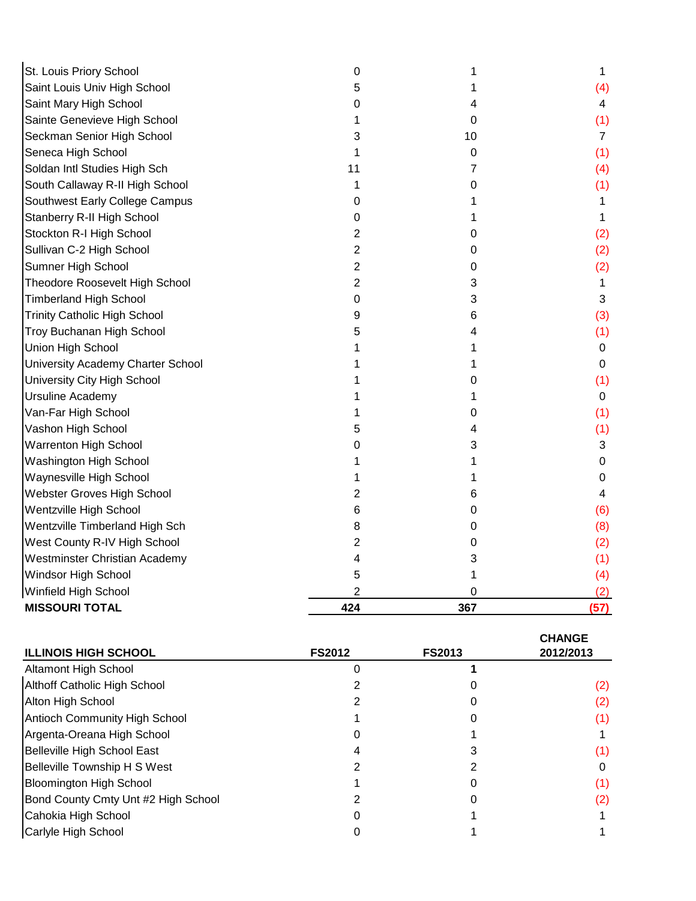| | | | |
|---|---|---|---|
| St. Louis Priory School | 0 | 1 | 1 |
| Saint Louis Univ High School | 5 | 1 | (4) |
| Saint Mary High School | 0 | 4 | 4 |
| Sainte Genevieve High School | 1 | 0 | (1) |
| Seckman Senior High School | 3 | 10 | 7 |
| Seneca High School | 1 | 0 | (1) |
| Soldan Intl Studies High Sch | 11 | 7 | (4) |
| South Callaway R-II High School | 1 | 0 | (1) |
| Southwest Early College Campus | 0 | 1 | 1 |
| Stanberry R-II High School | 0 | 1 | 1 |
| Stockton R-I High School | 2 | 0 | (2) |
| Sullivan C-2 High School | 2 | 0 | (2) |
| Sumner High School | 2 | 0 | (2) |
| Theodore Roosevelt High School | 2 | 3 | 1 |
| Timberland High School | 0 | 3 | 3 |
| Trinity Catholic High School | 9 | 6 | (3) |
| Troy Buchanan High School | 5 | 4 | (1) |
| Union High School | 1 | 1 | 0 |
| University Academy Charter School | 1 | 1 | 0 |
| University City High School | 1 | 0 | (1) |
| Ursuline Academy | 1 | 1 | 0 |
| Van-Far High School | 1 | 0 | (1) |
| Vashon High School | 5 | 4 | (1) |
| Warrenton High School | 0 | 3 | 3 |
| Washington High School | 1 | 1 | 0 |
| Waynesville High School | 1 | 1 | 0 |
| Webster Groves High School | 2 | 6 | 4 |
| Wentzville High School | 6 | 0 | (6) |
| Wentzville Timberland High Sch | 8 | 0 | (8) |
| West County R-IV High School | 2 | 0 | (2) |
| Westminster Christian Academy | 4 | 3 | (1) |
| Windsor High School | 5 | 1 | (4) |
| Winfield High School | 2 | 0 | (2) |
| **MISSOURI TOTAL** | **424** | **367** | **(57)** |

| **ILLINOIS HIGH SCHOOL** | **FS2012** | **FS2013** | **CHANGE 2012/2013** |
|---|---|---|---|
| Altamont High School | 0 | **1** | |
| Althoff Catholic High School | 2 | 0 | (2) |
| Alton High School | 2 | 0 | (2) |
| Antioch Community High School | 1 | 0 | (1) |
| Argenta-Oreana High School | 0 | 1 | 1 |
| Belleville High School East | 4 | 3 | (1) |
| Belleville Township H S West | 2 | 2 | 0 |
| Bloomington High School | 1 | 0 | (1) |
| Bond County Cmty Unt #2 High School | 2 | 0 | (2) |
| Cahokia High School | 0 | 1 | 1 |
| Carlyle High School | 0 | 1 | 1 |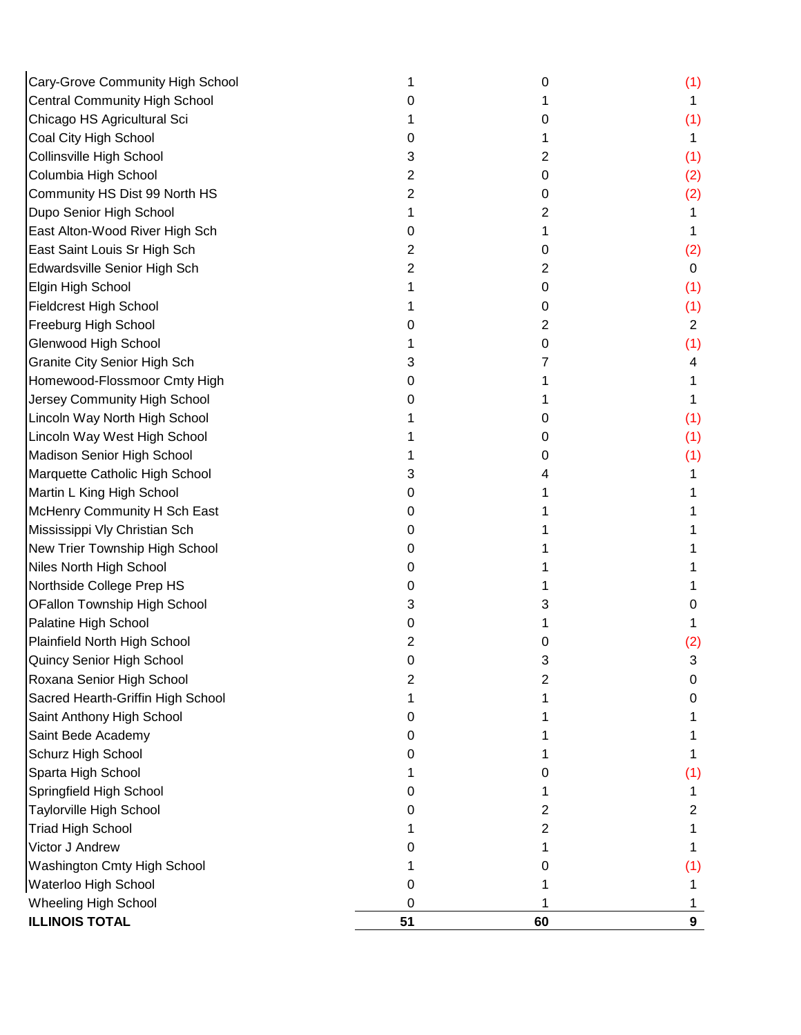| | | | |
|---|---|---|---|
| Cary-Grove Community High School | 1 | 0 | (1) |
| Central Community High School | 0 | 1 | 1 |
| Chicago HS Agricultural Sci | 1 | 0 | (1) |
| Coal City High School | 0 | 1 | 1 |
| Collinsville High School | 3 | 2 | (1) |
| Columbia High School | 2 | 0 | (2) |
| Community HS Dist 99 North HS | 2 | 0 | (2) |
| Dupo Senior High School | 1 | 2 | 1 |
| East Alton-Wood River High Sch | 0 | 1 | 1 |
| East Saint Louis Sr High Sch | 2 | 0 | (2) |
| Edwardsville Senior High Sch | 2 | 2 | 0 |
| Elgin High School | 1 | 0 | (1) |
| Fieldcrest High School | 1 | 0 | (1) |
| Freeburg High School | 0 | 2 | 2 |
| Glenwood High School | 1 | 0 | (1) |
| Granite City Senior High Sch | 3 | 7 | 4 |
| Homewood-Flossmoor Cmty High | 0 | 1 | 1 |
| Jersey Community High School | 0 | 1 | 1 |
| Lincoln Way North High School | 1 | 0 | (1) |
| Lincoln Way West High School | 1 | 0 | (1) |
| Madison Senior High School | 1 | 0 | (1) |
| Marquette Catholic High School | 3 | 4 | 1 |
| Martin L King High School | 0 | 1 | 1 |
| McHenry Community H Sch East | 0 | 1 | 1 |
| Mississippi Vly Christian Sch | 0 | 1 | 1 |
| New Trier Township High School | 0 | 1 | 1 |
| Niles North High School | 0 | 1 | 1 |
| Northside College Prep HS | 0 | 1 | 1 |
| OFallon Township High School | 3 | 3 | 0 |
| Palatine High School | 0 | 1 | 1 |
| Plainfield North High School | 2 | 0 | (2) |
| Quincy Senior High School | 0 | 3 | 3 |
| Roxana Senior High School | 2 | 2 | 0 |
| Sacred Hearth-Griffin High School | 1 | 1 | 0 |
| Saint Anthony High School | 0 | 1 | 1 |
| Saint Bede Academy | 0 | 1 | 1 |
| Schurz High School | 0 | 1 | 1 |
| Sparta High School | 1 | 0 | (1) |
| Springfield High School | 0 | 1 | 1 |
| Taylorville High School | 0 | 2 | 2 |
| Triad High School | 1 | 2 | 1 |
| Victor J Andrew | 0 | 1 | 1 |
| Washington Cmty High School | 1 | 0 | (1) |
| Waterloo High School | 0 | 1 | 1 |
| Wheeling High School | 0 | 1 | 1 |
| **ILLINOIS TOTAL** | **51** | **60** | **9** |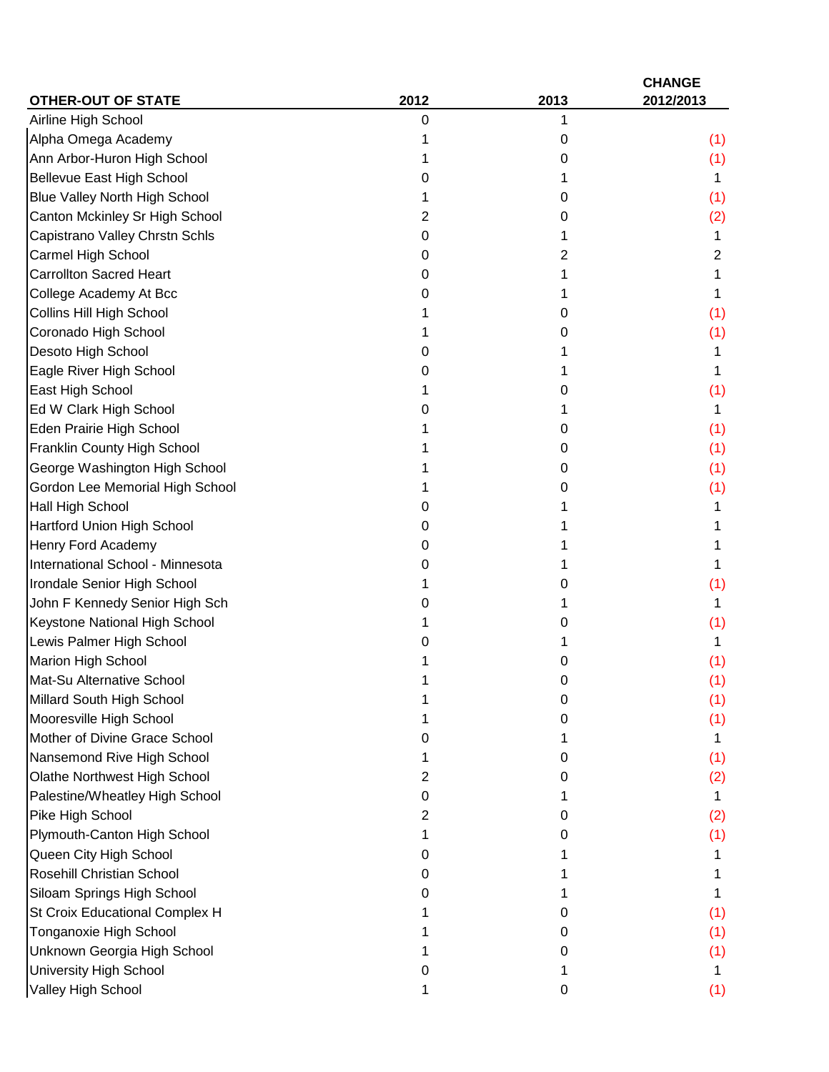| OTHER-OUT OF STATE | 2012 | 2013 | CHANGE 2012/2013 |
|---|---|---|---|
| Airline High School | 0 | 1 | |
| Alpha Omega Academy | 1 | 0 | (1) |
| Ann Arbor-Huron High School | 1 | 0 | (1) |
| Bellevue East High School | 0 | 1 | 1 |
| Blue Valley North High School | 1 | 0 | (1) |
| Canton Mckinley Sr High School | 2 | 0 | (2) |
| Capistrano Valley Chrstn Schls | 0 | 1 | 1 |
| Carmel High School | 0 | 2 | 2 |
| Carrollton Sacred Heart | 0 | 1 | 1 |
| College Academy At Bcc | 0 | 1 | 1 |
| Collins Hill High School | 1 | 0 | (1) |
| Coronado High School | 1 | 0 | (1) |
| Desoto High School | 0 | 1 | 1 |
| Eagle River High School | 0 | 1 | 1 |
| East High School | 1 | 0 | (1) |
| Ed W Clark High School | 0 | 1 | 1 |
| Eden Prairie High School | 1 | 0 | (1) |
| Franklin County High School | 1 | 0 | (1) |
| George Washington High School | 1 | 0 | (1) |
| Gordon Lee Memorial High School | 1 | 0 | (1) |
| Hall High School | 0 | 1 | 1 |
| Hartford Union High School | 0 | 1 | 1 |
| Henry Ford Academy | 0 | 1 | 1 |
| International School - Minnesota | 0 | 1 | 1 |
| Irondale Senior High School | 1 | 0 | (1) |
| John F Kennedy Senior High Sch | 0 | 1 | 1 |
| Keystone National High School | 1 | 0 | (1) |
| Lewis Palmer High School | 0 | 1 | 1 |
| Marion High School | 1 | 0 | (1) |
| Mat-Su Alternative School | 1 | 0 | (1) |
| Millard South High School | 1 | 0 | (1) |
| Mooresville High School | 1 | 0 | (1) |
| Mother of Divine Grace School | 0 | 1 | 1 |
| Nansemond Rive High School | 1 | 0 | (1) |
| Olathe Northwest High School | 2 | 0 | (2) |
| Palestine/Wheatley High School | 0 | 1 | 1 |
| Pike High School | 2 | 0 | (2) |
| Plymouth-Canton High School | 1 | 0 | (1) |
| Queen City High School | 0 | 1 | 1 |
| Rosehill Christian School | 0 | 1 | 1 |
| Siloam Springs High School | 0 | 1 | 1 |
| St Croix Educational Complex H | 1 | 0 | (1) |
| Tonganoxie High School | 1 | 0 | (1) |
| Unknown Georgia High School | 1 | 0 | (1) |
| University High School | 0 | 1 | 1 |
| Valley High School | 1 | 0 | (1) |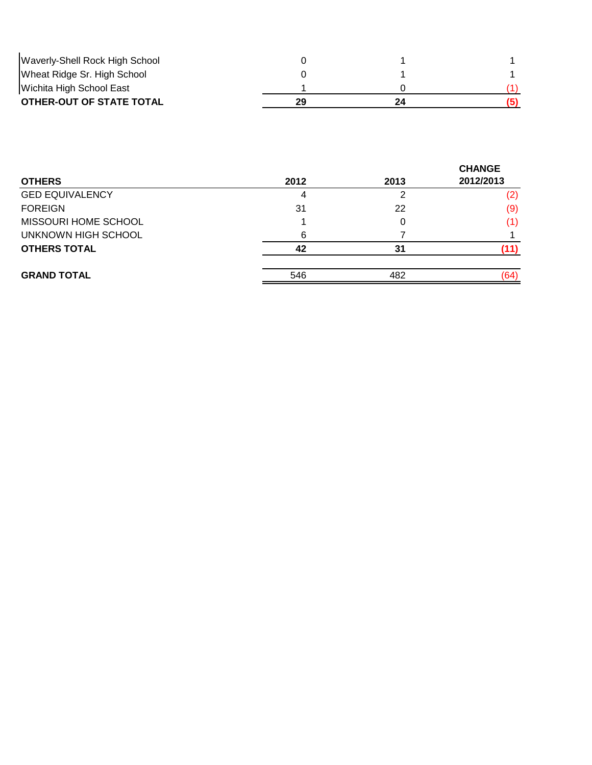| | | | |
|---|---|---|---|
| Waverly-Shell Rock High School | 0 | 1 | 1 |
| Wheat Ridge Sr. High School | 0 | 1 | 1 |
| Wichita High School East | 1 | 0 | (1) |
| **OTHER-OUT OF STATE TOTAL** | **29** | **24** | **(5)** |

| **OTHERS** | **2012** | **2013** | **CHANGE 2012/2013** |
|---|---|---|---|
| GED EQUIVALENCY | 4 | 2 | (2) |
| FOREIGN | 31 | 22 | (9) |
| MISSOURI HOME SCHOOL | 1 | 0 | (1) |
| UNKNOWN HIGH SCHOOL | 6 | 7 | 1 |
| **OTHERS TOTAL** | **42** | **31** | **(11)** |
| | | | |
| **GRAND TOTAL** | 546 | 482 | (64) |